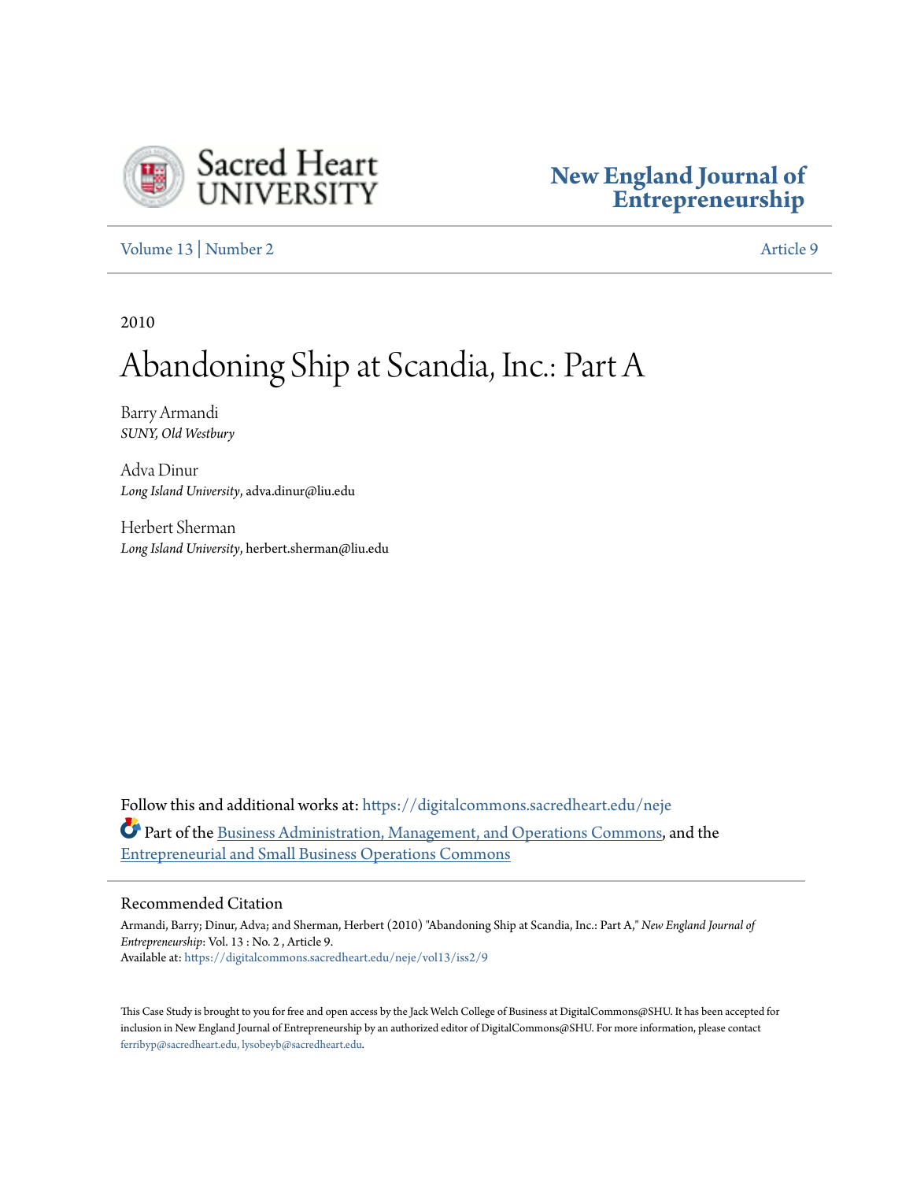Sacred Heart UNIVERSITY

New England Journal of Entrepreneurship

Volume 13 | Number 2 Article 9

2010

# Abandoning Ship at Scandia, Inc.: Part A

Barry Armandi
*SUNY, Old Westbury*

Adva Dinur
*Long Island University*, adva.dinur@liu.edu

Herbert Sherman
*Long Island University*, herbert.sherman@liu.edu

Follow this and additional works at: https://digitalcommons.sacredheart.edu/neje

Part of the Business Administration, Management, and Operations Commons, and the Entrepreneurial and Small Business Operations Commons

## Recommended Citation

Armandi, Barry; Dinur, Adva; and Sherman, Herbert (2010) "Abandoning Ship at Scandia, Inc.: Part A," *New England Journal of Entrepreneurship*: Vol. 13 : No. 2 , Article 9.
Available at: https://digitalcommons.sacredheart.edu/neje/vol13/iss2/9

This Case Study is brought to you for free and open access by the Jack Welch College of Business at DigitalCommons@SHU. It has been accepted for inclusion in New England Journal of Entrepreneurship by an authorized editor of DigitalCommons@SHU. For more information, please contact ferribyp@sacredheart.edu, lysobeyb@sacredheart.edu.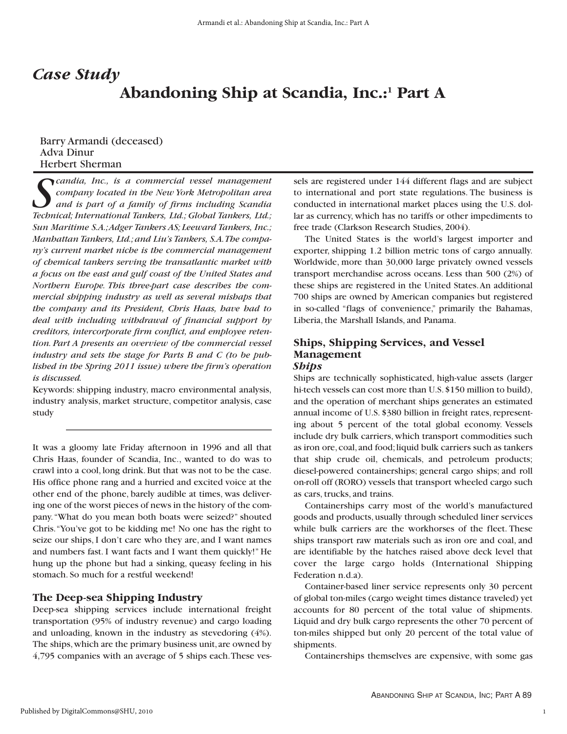# *Case Study*

# Abandoning Ship at Scandia, Inc.:[1] Part A

Barry Armandi (deceased)
Adva Dinur
Herbert Sherman

*Scandia, Inc., is a commercial vessel management company located in the New York Metropolitan area and is part of a family of firms including Scandia Technical; International Tankers, Ltd.; Global Tankers, Ltd.; Sun Maritime S.A.; Adger Tankers AS; Leeward Tankers, Inc.; Manhattan Tankers, Ltd.; and Liu's Tankers, S.A. The company's current market niche is the commercial management of chemical tankers serving the transatlantic market with a focus on the east and gulf coast of the United States and Northern Europe. This three-part case describes the commercial shipping industry as well as several mishaps that the company and its President, Chris Haas, have had to deal with including withdrawal of financial support by creditors, intercorporate firm conflict, and employee retention. Part A presents an overview of the commercial vessel industry and sets the stage for Parts B and C (to be published in the Spring 2011 issue) where the firm's operation is discussed.*

Keywords: shipping industry, macro environmental analysis, industry analysis, market structure, competitor analysis, case study

---

It was a gloomy late Friday afternoon in 1996 and all that Chris Haas, founder of Scandia, Inc., wanted to do was to crawl into a cool, long drink. But that was not to be the case. His office phone rang and a hurried and excited voice at the other end of the phone, barely audible at times, was delivering one of the worst pieces of news in the history of the company. "What do you mean both boats were seized?" shouted Chris. "You've got to be kidding me! No one has the right to seize our ships, I don't care who they are, and I want names and numbers fast. I want facts and I want them quickly!" He hung up the phone but had a sinking, queasy feeling in his stomach. So much for a restful weekend!

## The Deep-sea Shipping Industry

Deep-sea shipping services include international freight transportation (95% of industry revenue) and cargo loading and unloading, known in the industry as stevedoring (4%). The ships, which are the primary business unit, are owned by 4,795 companies with an average of 5 ships each. These vessels are registered under 144 different flags and are subject to international and port state regulations. The business is conducted in international market places using the U.S. dollar as currency, which has no tariffs or other impediments to free trade (Clarkson Research Studies, 2004).

The United States is the world's largest importer and exporter, shipping 1.2 billion metric tons of cargo annually. Worldwide, more than 30,000 large privately owned vessels transport merchandise across oceans. Less than 500 (2%) of these ships are registered in the United States. An additional 700 ships are owned by American companies but registered in so-called "flags of convenience," primarily the Bahamas, Liberia, the Marshall Islands, and Panama.

## Ships, Shipping Services, and Vessel Management

### *Ships*

Ships are technically sophisticated, high-value assets (larger hi-tech vessels can cost more than U.S. $150 million to build), and the operation of merchant ships generates an estimated annual income of U.S. $380 billion in freight rates, representing about 5 percent of the total global economy. Vessels include dry bulk carriers, which transport commodities such as iron ore, coal, and food; liquid bulk carriers such as tankers that ship crude oil, chemicals, and petroleum products; diesel-powered containerships; general cargo ships; and roll on-roll off (RORO) vessels that transport wheeled cargo such as cars, trucks, and trains.

Containerships carry most of the world's manufactured goods and products, usually through scheduled liner services while bulk carriers are the workhorses of the fleet. These ships transport raw materials such as iron ore and coal, and are identifiable by the hatches raised above deck level that cover the large cargo holds (International Shipping Federation n.d.a).

Container-based liner service represents only 30 percent of global ton-miles (cargo weight times distance traveled) yet accounts for 80 percent of the total value of shipments. Liquid and dry bulk cargo represents the other 70 percent of ton-miles shipped but only 20 percent of the total value of shipments.

Containerships themselves are expensive, with some gas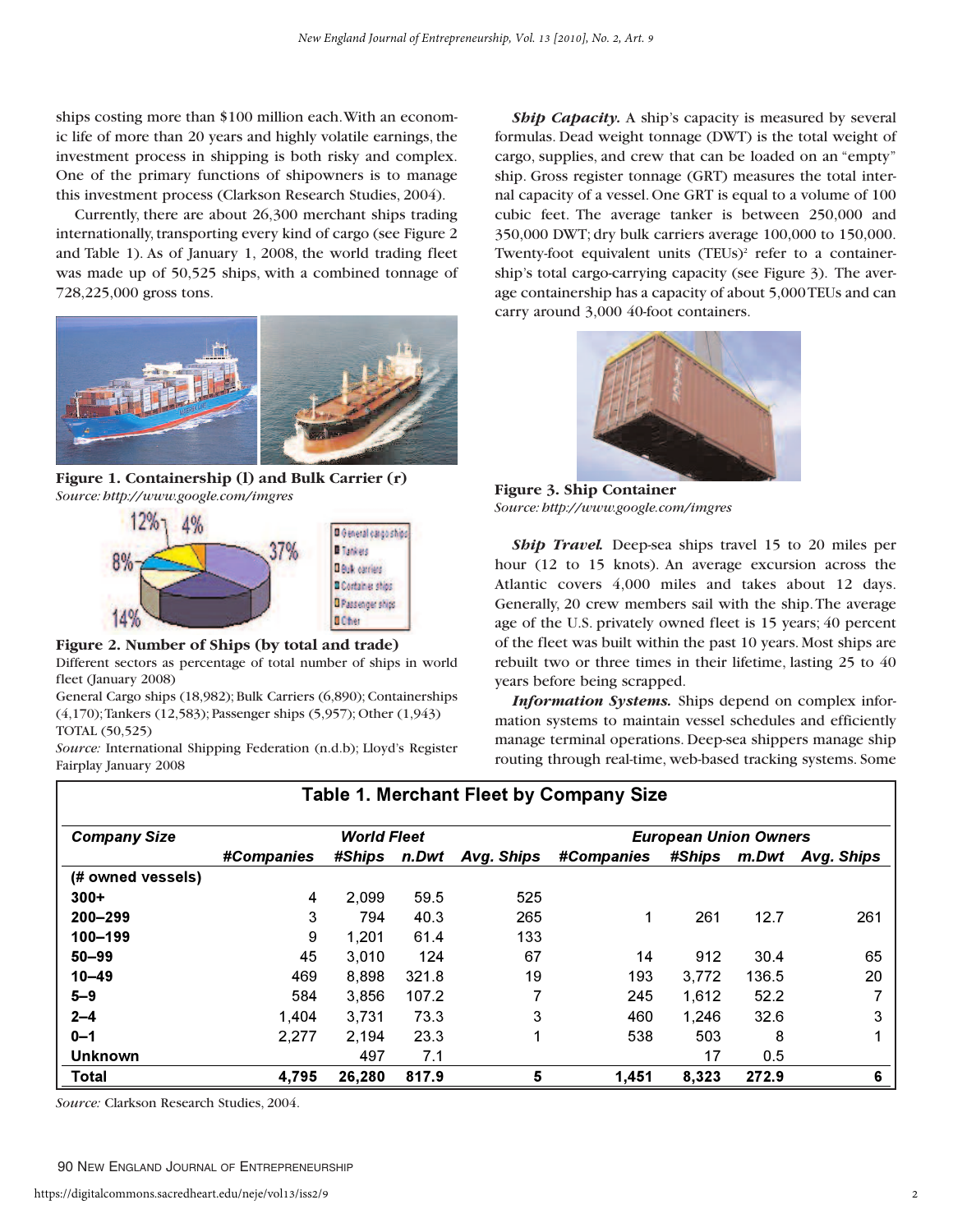ships costing more than $100 million each. With an economic life of more than 20 years and highly volatile earnings, the investment process in shipping is both risky and complex. One of the primary functions of shipowners is to manage this investment process (Clarkson Research Studies, 2004).

Currently, there are about 26,300 merchant ships trading internationally, transporting every kind of cargo (see Figure 2 and Table 1). As of January 1, 2008, the world trading fleet was made up of 50,525 ships, with a combined tonnage of 728,225,000 gross tons.

**Figure 1. Containership (l) and Bulk Carrier (r)**
*Source: http://www.google.com/imgres*

**Figure 2. Number of Ships (by total and trade)**
Different sectors as percentage of total number of ships in world fleet (January 2008)
General Cargo ships (18,982); Bulk Carriers (6,890); Containerships (4,170); Tankers (12,583); Passenger ships (5,957); Other (1,943) TOTAL (50,525)
*Source:* International Shipping Federation (n.d.b); Lloyd's Register Fairplay January 2008

***Ship Capacity.*** A ship's capacity is measured by several formulas. Dead weight tonnage (DWT) is the total weight of cargo, supplies, and crew that can be loaded on an "empty" ship. Gross register tonnage (GRT) measures the total internal capacity of a vessel. One GRT is equal to a volume of 100 cubic feet. The average tanker is between 250,000 and 350,000 DWT; dry bulk carriers average 100,000 to 150,000. Twenty-foot equivalent units (TEUs)[2] refer to a containership's total cargo-carrying capacity (see Figure 3). The average containership has a capacity of about 5,000 TEUs and can carry around 3,000 40-foot containers.

**Figure 3. Ship Container**
*Source: http://www.google.com/imgres*

***Ship Travel.*** Deep-sea ships travel 15 to 20 miles per hour (12 to 15 knots). An average excursion across the Atlantic covers 4,000 miles and takes about 12 days. Generally, 20 crew members sail with the ship. The average age of the U.S. privately owned fleet is 15 years; 40 percent of the fleet was built within the past 10 years. Most ships are rebuilt two or three times in their lifetime, lasting 25 to 40 years before being scrapped.

***Information Systems.*** Ships depend on complex information systems to maintain vessel schedules and efficiently manage terminal operations. Deep-sea shippers manage ship routing through real-time, web-based tracking systems. Some

**Table 1. Merchant Fleet by Company Size**

| Company Size | World Fleet | | | | European Union Owners | | | |
|---|---|---|---|---|---|---|---|---|
| | #Companies | #Ships | n.Dwt | Avg. Ships | #Companies | #Ships | m.Dwt | Avg. Ships |
| (# owned vessels) | | | | | | | | |
| 300+ | 4 | 2,099 | 59.5 | 525 | | | | |
| 200–299 | 3 | 794 | 40.3 | 265 | 1 | 261 | 12.7 | 261 |
| 100–199 | 9 | 1,201 | 61.4 | 133 | | | | |
| 50–99 | 45 | 3,010 | 124 | 67 | 14 | 912 | 30.4 | 65 |
| 10–49 | 469 | 8,898 | 321.8 | 19 | 193 | 3,772 | 136.5 | 20 |
| 5–9 | 584 | 3,856 | 107.2 | 7 | 245 | 1,612 | 52.2 | 7 |
| 2–4 | 1,404 | 3,731 | 73.3 | 3 | 460 | 1,246 | 32.6 | 3 |
| 0–1 | 2,277 | 2,194 | 23.3 | 1 | 538 | 503 | 8 | 1 |
| Unknown | | 497 | 7.1 | | | 17 | 0.5 | |
| **Total** | **4,795** | **26,280** | **817.9** | **5** | **1,451** | **8,323** | **272.9** | **6** |

*Source:* Clarkson Research Studies, 2004.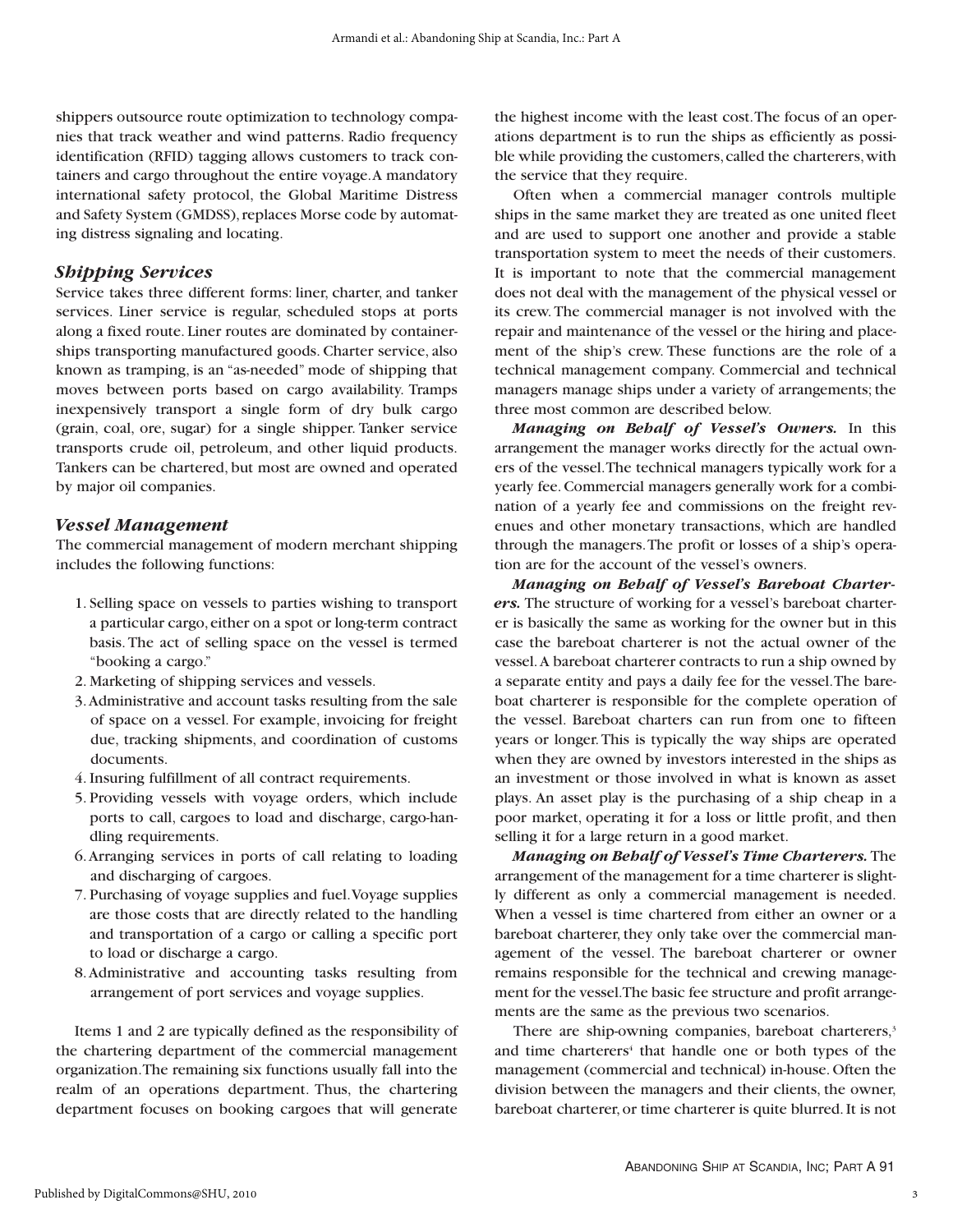shippers outsource route optimization to technology companies that track weather and wind patterns. Radio frequency identification (RFID) tagging allows customers to track containers and cargo throughout the entire voyage. A mandatory international safety protocol, the Global Maritime Distress and Safety System (GMDSS), replaces Morse code by automating distress signaling and locating.

### *Shipping Services*

Service takes three different forms: liner, charter, and tanker services. Liner service is regular, scheduled stops at ports along a fixed route. Liner routes are dominated by containerships transporting manufactured goods. Charter service, also known as tramping, is an "as-needed" mode of shipping that moves between ports based on cargo availability. Tramps inexpensively transport a single form of dry bulk cargo (grain, coal, ore, sugar) for a single shipper. Tanker service transports crude oil, petroleum, and other liquid products. Tankers can be chartered, but most are owned and operated by major oil companies.

### *Vessel Management*

The commercial management of modern merchant shipping includes the following functions:

1. Selling space on vessels to parties wishing to transport a particular cargo, either on a spot or long-term contract basis. The act of selling space on the vessel is termed "booking a cargo."
2. Marketing of shipping services and vessels.
3. Administrative and account tasks resulting from the sale of space on a vessel. For example, invoicing for freight due, tracking shipments, and coordination of customs documents.
4. Insuring fulfillment of all contract requirements.
5. Providing vessels with voyage orders, which include ports to call, cargoes to load and discharge, cargo-handling requirements.
6. Arranging services in ports of call relating to loading and discharging of cargoes.
7. Purchasing of voyage supplies and fuel. Voyage supplies are those costs that are directly related to the handling and transportation of a cargo or calling a specific port to load or discharge a cargo.
8. Administrative and accounting tasks resulting from arrangement of port services and voyage supplies.

Items 1 and 2 are typically defined as the responsibility of the chartering department of the commercial management organization. The remaining six functions usually fall into the realm of an operations department. Thus, the chartering department focuses on booking cargoes that will generate the highest income with the least cost. The focus of an operations department is to run the ships as efficiently as possible while providing the customers, called the charterers, with the service that they require.

Often when a commercial manager controls multiple ships in the same market they are treated as one united fleet and are used to support one another and provide a stable transportation system to meet the needs of their customers. It is important to note that the commercial management does not deal with the management of the physical vessel or its crew. The commercial manager is not involved with the repair and maintenance of the vessel or the hiring and placement of the ship's crew. These functions are the role of a technical management company. Commercial and technical managers manage ships under a variety of arrangements; the three most common are described below.

***Managing on Behalf of Vessel's Owners.*** In this arrangement the manager works directly for the actual owners of the vessel. The technical managers typically work for a yearly fee. Commercial managers generally work for a combination of a yearly fee and commissions on the freight revenues and other monetary transactions, which are handled through the managers. The profit or losses of a ship's operation are for the account of the vessel's owners.

***Managing on Behalf of Vessel's Bareboat Charterers.*** The structure of working for a vessel's bareboat charterer is basically the same as working for the owner but in this case the bareboat charterer is not the actual owner of the vessel. A bareboat charterer contracts to run a ship owned by a separate entity and pays a daily fee for the vessel. The bareboat charterer is responsible for the complete operation of the vessel. Bareboat charters can run from one to fifteen years or longer. This is typically the way ships are operated when they are owned by investors interested in the ships as an investment or those involved in what is known as asset plays. An asset play is the purchasing of a ship cheap in a poor market, operating it for a loss or little profit, and then selling it for a large return in a good market.

***Managing on Behalf of Vessel's Time Charterers.*** The arrangement of the management for a time charterer is slightly different as only a commercial management is needed. When a vessel is time chartered from either an owner or a bareboat charterer, they only take over the commercial management of the vessel. The bareboat charterer or owner remains responsible for the technical and crewing management for the vessel. The basic fee structure and profit arrangements are the same as the previous two scenarios.

There are ship-owning companies, bareboat charterers,[3] and time charterers[4] that handle one or both types of the management (commercial and technical) in-house. Often the division between the managers and their clients, the owner, bareboat charterer, or time charterer is quite blurred. It is not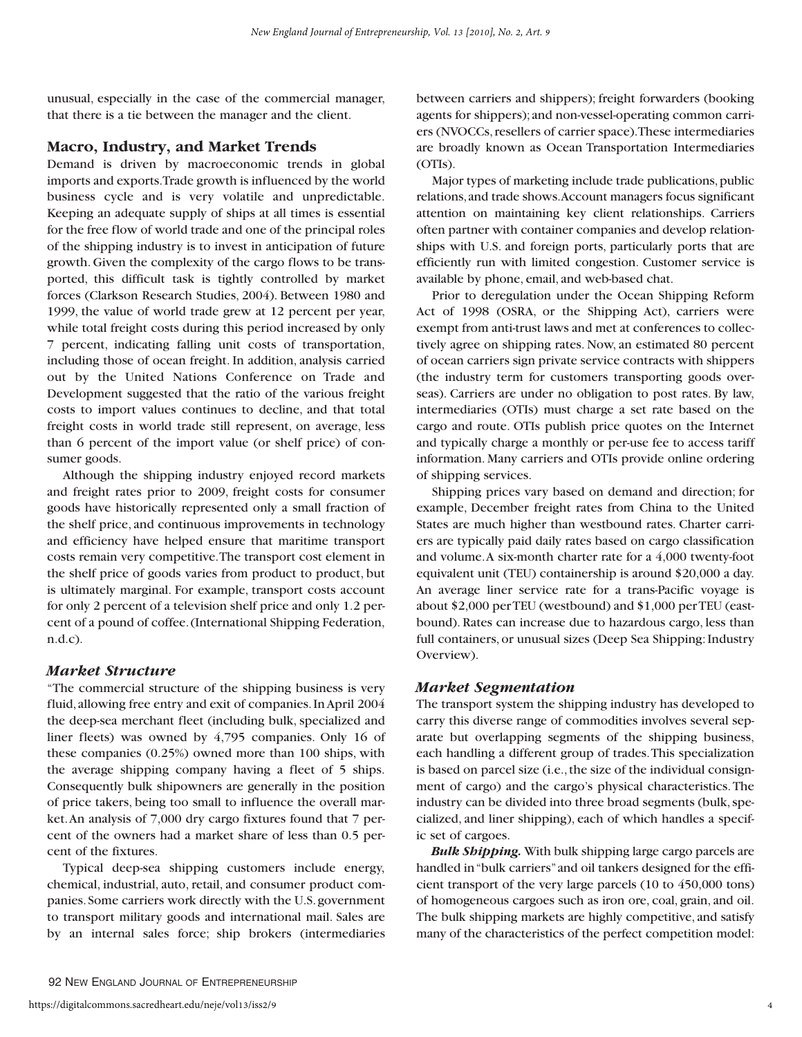unusual, especially in the case of the commercial manager, that there is a tie between the manager and the client.

## Macro, Industry, and Market Trends

Demand is driven by macroeconomic trends in global imports and exports. Trade growth is influenced by the world business cycle and is very volatile and unpredictable. Keeping an adequate supply of ships at all times is essential for the free flow of world trade and one of the principal roles of the shipping industry is to invest in anticipation of future growth. Given the complexity of the cargo flows to be transported, this difficult task is tightly controlled by market forces (Clarkson Research Studies, 2004). Between 1980 and 1999, the value of world trade grew at 12 percent per year, while total freight costs during this period increased by only 7 percent, indicating falling unit costs of transportation, including those of ocean freight. In addition, analysis carried out by the United Nations Conference on Trade and Development suggested that the ratio of the various freight costs to import values continues to decline, and that total freight costs in world trade still represent, on average, less than 6 percent of the import value (or shelf price) of consumer goods.

Although the shipping industry enjoyed record markets and freight rates prior to 2009, freight costs for consumer goods have historically represented only a small fraction of the shelf price, and continuous improvements in technology and efficiency have helped ensure that maritime transport costs remain very competitive. The transport cost element in the shelf price of goods varies from product to product, but is ultimately marginal. For example, transport costs account for only 2 percent of a television shelf price and only 1.2 percent of a pound of coffee. (International Shipping Federation, n.d.c).

### *Market Structure*

"The commercial structure of the shipping business is very fluid, allowing free entry and exit of companies. In April 2004 the deep-sea merchant fleet (including bulk, specialized and liner fleets) was owned by 4,795 companies. Only 16 of these companies (0.25%) owned more than 100 ships, with the average shipping company having a fleet of 5 ships. Consequently bulk shipowners are generally in the position of price takers, being too small to influence the overall market. An analysis of 7,000 dry cargo fixtures found that 7 percent of the owners had a market share of less than 0.5 percent of the fixtures.

Typical deep-sea shipping customers include energy, chemical, industrial, auto, retail, and consumer product companies. Some carriers work directly with the U.S. government to transport military goods and international mail. Sales are by an internal sales force; ship brokers (intermediaries between carriers and shippers); freight forwarders (booking agents for shippers); and non-vessel-operating common carriers (NVOCCs, resellers of carrier space). These intermediaries are broadly known as Ocean Transportation Intermediaries (OTIs).

Major types of marketing include trade publications, public relations, and trade shows. Account managers focus significant attention on maintaining key client relationships. Carriers often partner with container companies and develop relationships with U.S. and foreign ports, particularly ports that are efficiently run with limited congestion. Customer service is available by phone, email, and web-based chat.

Prior to deregulation under the Ocean Shipping Reform Act of 1998 (OSRA, or the Shipping Act), carriers were exempt from anti-trust laws and met at conferences to collectively agree on shipping rates. Now, an estimated 80 percent of ocean carriers sign private service contracts with shippers (the industry term for customers transporting goods overseas). Carriers are under no obligation to post rates. By law, intermediaries (OTIs) must charge a set rate based on the cargo and route. OTIs publish price quotes on the Internet and typically charge a monthly or per-use fee to access tariff information. Many carriers and OTIs provide online ordering of shipping services.

Shipping prices vary based on demand and direction; for example, December freight rates from China to the United States are much higher than westbound rates. Charter carriers are typically paid daily rates based on cargo classification and volume. A six-month charter rate for a 4,000 twenty-foot equivalent unit (TEU) containership is around $20,000 a day. An average liner service rate for a trans-Pacific voyage is about $2,000 per TEU (westbound) and $1,000 per TEU (eastbound). Rates can increase due to hazardous cargo, less than full containers, or unusual sizes (Deep Sea Shipping: Industry Overview).

### *Market Segmentation*

The transport system the shipping industry has developed to carry this diverse range of commodities involves several separate but overlapping segments of the shipping business, each handling a different group of trades. This specialization is based on parcel size (i.e., the size of the individual consignment of cargo) and the cargo's physical characteristics. The industry can be divided into three broad segments (bulk, specialized, and liner shipping), each of which handles a specific set of cargoes.

***Bulk Shipping.*** With bulk shipping large cargo parcels are handled in "bulk carriers" and oil tankers designed for the efficient transport of the very large parcels (10 to 450,000 tons) of homogeneous cargoes such as iron ore, coal, grain, and oil. The bulk shipping markets are highly competitive, and satisfy many of the characteristics of the perfect competition model: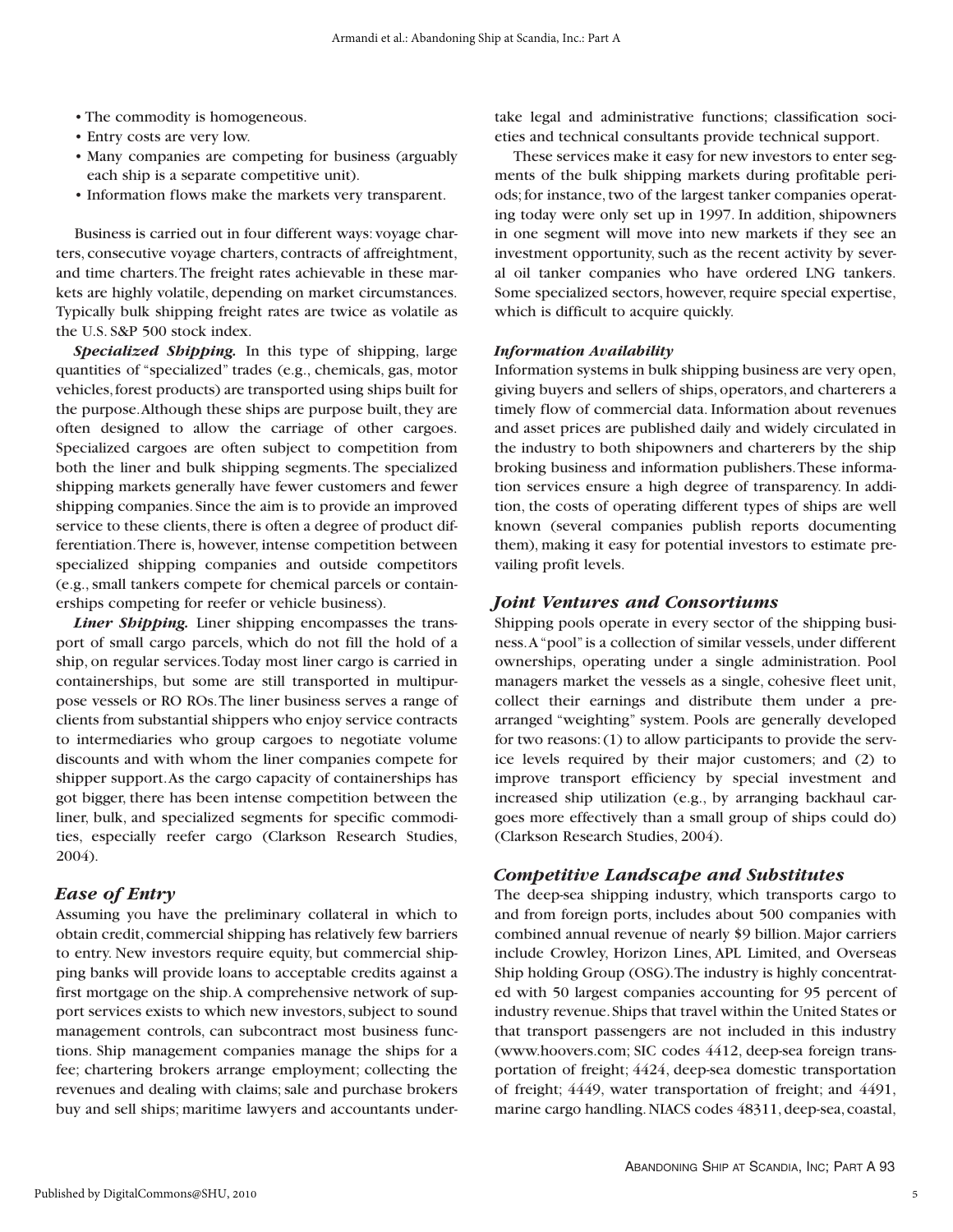- The commodity is homogeneous.
- Entry costs are very low.
- Many companies are competing for business (arguably each ship is a separate competitive unit).
- Information flows make the markets very transparent.

Business is carried out in four different ways: voyage charters, consecutive voyage charters, contracts of affreightment, and time charters. The freight rates achievable in these markets are highly volatile, depending on market circumstances. Typically bulk shipping freight rates are twice as volatile as the U.S. S&P 500 stock index.

***Specialized Shipping.*** In this type of shipping, large quantities of "specialized" trades (e.g., chemicals, gas, motor vehicles, forest products) are transported using ships built for the purpose. Although these ships are purpose built, they are often designed to allow the carriage of other cargoes. Specialized cargoes are often subject to competition from both the liner and bulk shipping segments. The specialized shipping markets generally have fewer customers and fewer shipping companies. Since the aim is to provide an improved service to these clients, there is often a degree of product differentiation. There is, however, intense competition between specialized shipping companies and outside competitors (e.g., small tankers compete for chemical parcels or containerships competing for reefer or vehicle business).

***Liner Shipping.*** Liner shipping encompasses the transport of small cargo parcels, which do not fill the hold of a ship, on regular services. Today most liner cargo is carried in containerships, but some are still transported in multipurpose vessels or RO ROs. The liner business serves a range of clients from substantial shippers who enjoy service contracts to intermediaries who group cargoes to negotiate volume discounts and with whom the liner companies compete for shipper support. As the cargo capacity of containerships has got bigger, there has been intense competition between the liner, bulk, and specialized segments for specific commodities, especially reefer cargo (Clarkson Research Studies, 2004).

## *Ease of Entry*

Assuming you have the preliminary collateral in which to obtain credit, commercial shipping has relatively few barriers to entry. New investors require equity, but commercial shipping banks will provide loans to acceptable credits against a first mortgage on the ship. A comprehensive network of support services exists to which new investors, subject to sound management controls, can subcontract most business functions. Ship management companies manage the ships for a fee; chartering brokers arrange employment; collecting the revenues and dealing with claims; sale and purchase brokers buy and sell ships; maritime lawyers and accountants undertake legal and administrative functions; classification societies and technical consultants provide technical support.

These services make it easy for new investors to enter segments of the bulk shipping markets during profitable periods; for instance, two of the largest tanker companies operating today were only set up in 1997. In addition, shipowners in one segment will move into new markets if they see an investment opportunity, such as the recent activity by several oil tanker companies who have ordered LNG tankers. Some specialized sectors, however, require special expertise, which is difficult to acquire quickly.

### *Information Availability*

Information systems in bulk shipping business are very open, giving buyers and sellers of ships, operators, and charterers a timely flow of commercial data. Information about revenues and asset prices are published daily and widely circulated in the industry to both shipowners and charterers by the ship broking business and information publishers. These information services ensure a high degree of transparency. In addition, the costs of operating different types of ships are well known (several companies publish reports documenting them), making it easy for potential investors to estimate prevailing profit levels.

## *Joint Ventures and Consortiums*

Shipping pools operate in every sector of the shipping business. A "pool" is a collection of similar vessels, under different ownerships, operating under a single administration. Pool managers market the vessels as a single, cohesive fleet unit, collect their earnings and distribute them under a prearranged "weighting" system. Pools are generally developed for two reasons: (1) to allow participants to provide the service levels required by their major customers; and (2) to improve transport efficiency by special investment and increased ship utilization (e.g., by arranging backhaul cargoes more effectively than a small group of ships could do) (Clarkson Research Studies, 2004).

## *Competitive Landscape and Substitutes*

The deep-sea shipping industry, which transports cargo to and from foreign ports, includes about 500 companies with combined annual revenue of nearly $9 billion. Major carriers include Crowley, Horizon Lines, APL Limited, and Overseas Ship holding Group (OSG). The industry is highly concentrated with 50 largest companies accounting for 95 percent of industry revenue. Ships that travel within the United States or that transport passengers are not included in this industry (www.hoovers.com; SIC codes 4412, deep-sea foreign transportation of freight; 4424, deep-sea domestic transportation of freight; 4449, water transportation of freight; and 4491, marine cargo handling. NIACS codes 48311, deep-sea, coastal,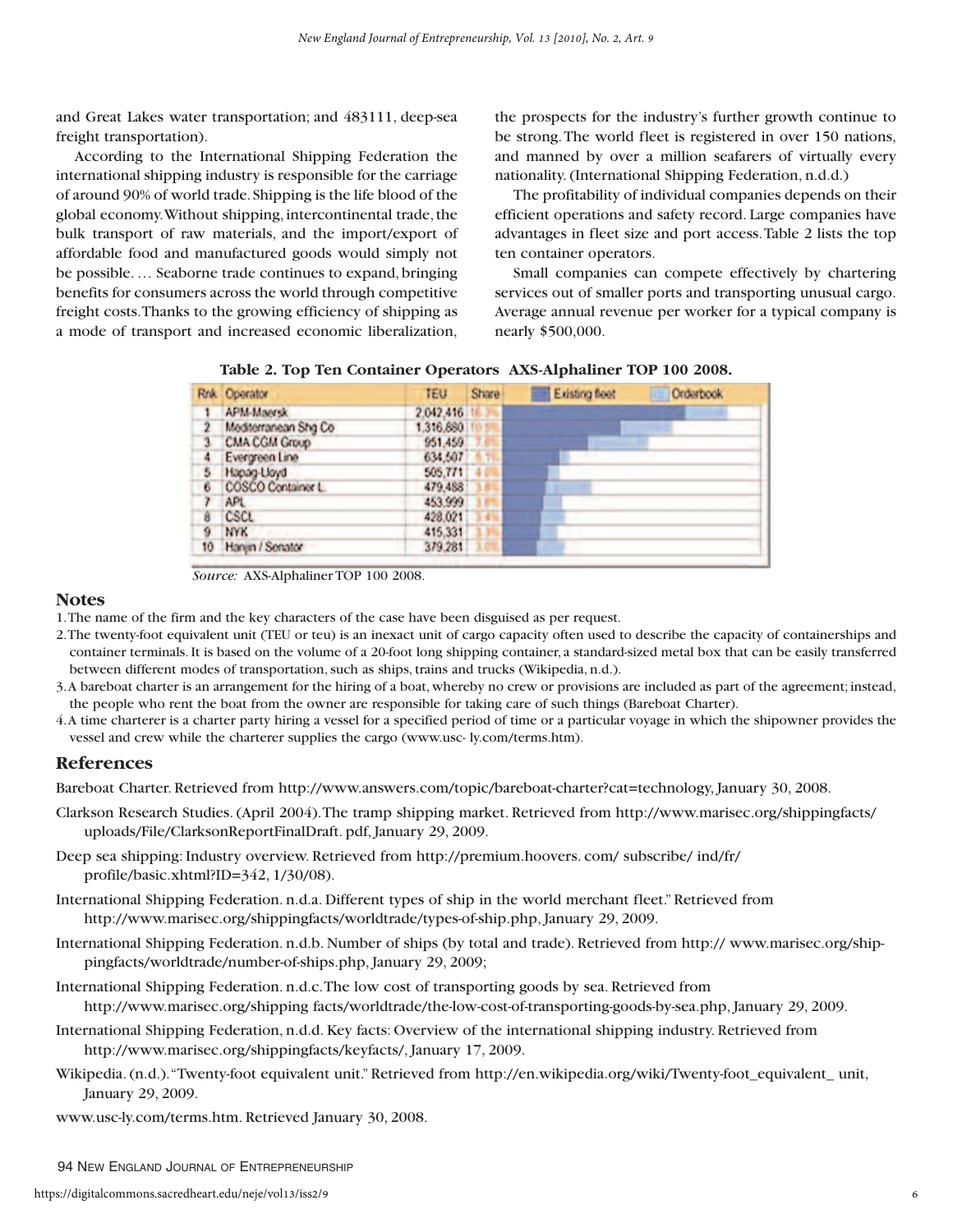and Great Lakes water transportation; and 483111, deep-sea freight transportation).

According to the International Shipping Federation the international shipping industry is responsible for the carriage of around 90% of world trade. Shipping is the life blood of the global economy. Without shipping, intercontinental trade, the bulk transport of raw materials, and the import/export of affordable food and manufactured goods would simply not be possible. … Seaborne trade continues to expand, bringing benefits for consumers across the world through competitive freight costs. Thanks to the growing efficiency of shipping as a mode of transport and increased economic liberalization, the prospects for the industry's further growth continue to be strong. The world fleet is registered in over 150 nations, and manned by over a million seafarers of virtually every nationality. (International Shipping Federation, n.d.d.)

The profitability of individual companies depends on their efficient operations and safety record. Large companies have advantages in fleet size and port access. Table 2 lists the top ten container operators.

Small companies can compete effectively by chartering services out of smaller ports and transporting unusual cargo. Average annual revenue per worker for a typical company is nearly $500,000.

**Table 2. Top Ten Container Operators AXS-Alphaliner TOP 100 2008.**

| Rnk | Operator | TEU | Share |
|---|---|---|---|
| 1 | APM-Maersk | 2,042,416 | 16.3% |
| 2 | Mediterranean Shg Co | 1,316,880 | 10.5% |
| 3 | CMA CGM Group | 951,459 | 7.6% |
| 4 | Evergreen Line | 634,507 | 5.1% |
| 5 | Hapag-Lloyd | 505,771 | 4.0% |
| 6 | COSCO Container L. | 479,488 | 3.8% |
| 7 | APL | 453,999 | 3.6% |
| 8 | CSCL | 428,021 | 3.4% |
| 9 | NYK | 415,331 | 3.3% |
| 10 | Hanjin / Senator | 379,281 | 3.0% |

*Source:* AXS-Alphaliner TOP 100 2008.

## Notes

1. The name of the firm and the key characters of the case have been disguised as per request.
2. The twenty-foot equivalent unit (TEU or teu) is an inexact unit of cargo capacity often used to describe the capacity of containerships and container terminals. It is based on the volume of a 20-foot long shipping container, a standard-sized metal box that can be easily transferred between different modes of transportation, such as ships, trains and trucks (Wikipedia, n.d.).
3. A bareboat charter is an arrangement for the hiring of a boat, whereby no crew or provisions are included as part of the agreement; instead, the people who rent the boat from the owner are responsible for taking care of such things (Bareboat Charter).
4. A time charterer is a charter party hiring a vessel for a specified period of time or a particular voyage in which the shipowner provides the vessel and crew while the charterer supplies the cargo (www.usc- ly.com/terms.htm).

## References

Bareboat Charter. Retrieved from http://www.answers.com/topic/bareboat-charter?cat=technology, January 30, 2008.

Clarkson Research Studies. (April 2004). The tramp shipping market. Retrieved from http://www.marisec.org/shippingfacts/uploads/File/ClarksonReportFinalDraft. pdf, January 29, 2009.

Deep sea shipping: Industry overview. Retrieved from http://premium.hoovers. com/ subscribe/ ind/fr/profile/basic.xhtml?ID=342, 1/30/08).

International Shipping Federation. n.d.a. Different types of ship in the world merchant fleet." Retrieved from http://www.marisec.org/shippingfacts/worldtrade/types-of-ship.php, January 29, 2009.

International Shipping Federation. n.d.b. Number of ships (by total and trade). Retrieved from http:// www.marisec.org/shippingfacts/worldtrade/number-of-ships.php, January 29, 2009;

International Shipping Federation. n.d.c. The low cost of transporting goods by sea. Retrieved from http://www.marisec.org/shipping facts/worldtrade/the-low-cost-of-transporting-goods-by-sea.php, January 29, 2009.

International Shipping Federation, n.d.d. Key facts: Overview of the international shipping industry. Retrieved from http://www.marisec.org/shippingfacts/keyfacts/, January 17, 2009.

Wikipedia. (n.d.). "Twenty-foot equivalent unit." Retrieved from http://en.wikipedia.org/wiki/Twenty-foot_equivalent_ unit, January 29, 2009.

www.usc-ly.com/terms.htm. Retrieved January 30, 2008.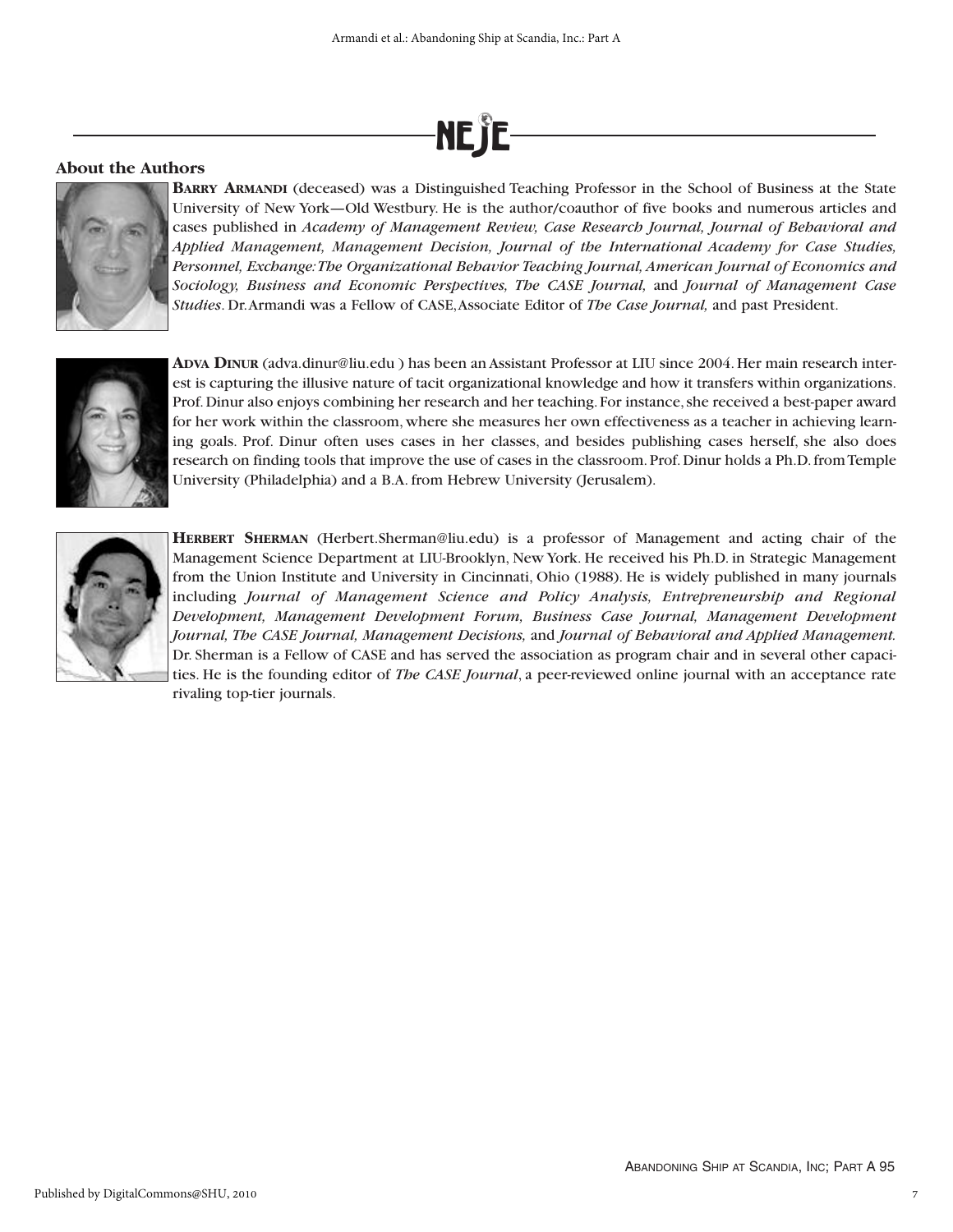## About the Authors

**Barry Armandi** (deceased) was a Distinguished Teaching Professor in the School of Business at the State University of New York—Old Westbury. He is the author/coauthor of five books and numerous articles and cases published in *Academy of Management Review, Case Research Journal, Journal of Behavioral and Applied Management, Management Decision, Journal of the International Academy for Case Studies, Personnel, Exchange:The Organizational Behavior Teaching Journal, American Journal of Economics and Sociology, Business and Economic Perspectives, The CASE Journal,* and *Journal of Management Case Studies*. Dr. Armandi was a Fellow of CASE, Associate Editor of *The Case Journal,* and past President.

**Adva Dinur** (adva.dinur@liu.edu ) has been an Assistant Professor at LIU since 2004. Her main research interest is capturing the illusive nature of tacit organizational knowledge and how it transfers within organizations. Prof. Dinur also enjoys combining her research and her teaching. For instance, she received a best-paper award for her work within the classroom, where she measures her own effectiveness as a teacher in achieving learning goals. Prof. Dinur often uses cases in her classes, and besides publishing cases herself, she also does research on finding tools that improve the use of cases in the classroom. Prof. Dinur holds a Ph.D. from Temple University (Philadelphia) and a B.A. from Hebrew University (Jerusalem).

**Herbert Sherman** (Herbert.Sherman@liu.edu) is a professor of Management and acting chair of the Management Science Department at LIU-Brooklyn, New York. He received his Ph.D. in Strategic Management from the Union Institute and University in Cincinnati, Ohio (1988). He is widely published in many journals including *Journal of Management Science and Policy Analysis, Entrepreneurship and Regional Development, Management Development Forum, Business Case Journal, Management Development Journal, The CASE Journal, Management Decisions,* and *Journal of Behavioral and Applied Management.* Dr. Sherman is a Fellow of CASE and has served the association as program chair and in several other capacities. He is the founding editor of *The CASE Journal*, a peer-reviewed online journal with an acceptance rate rivaling top-tier journals.